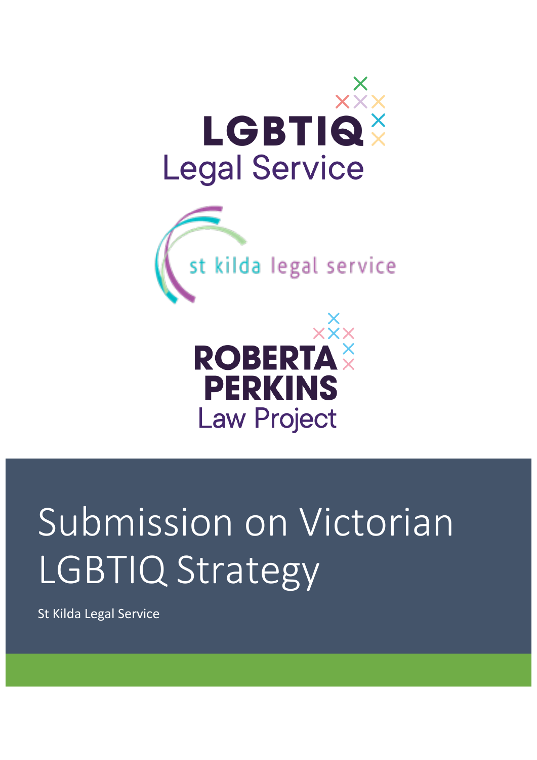LGBTIQ Legal Service

st kilda legal service

ROBERTA PERKINS Law Project

# Submission on Victorian LGBTIQ Strategy

St Kilda Legal Service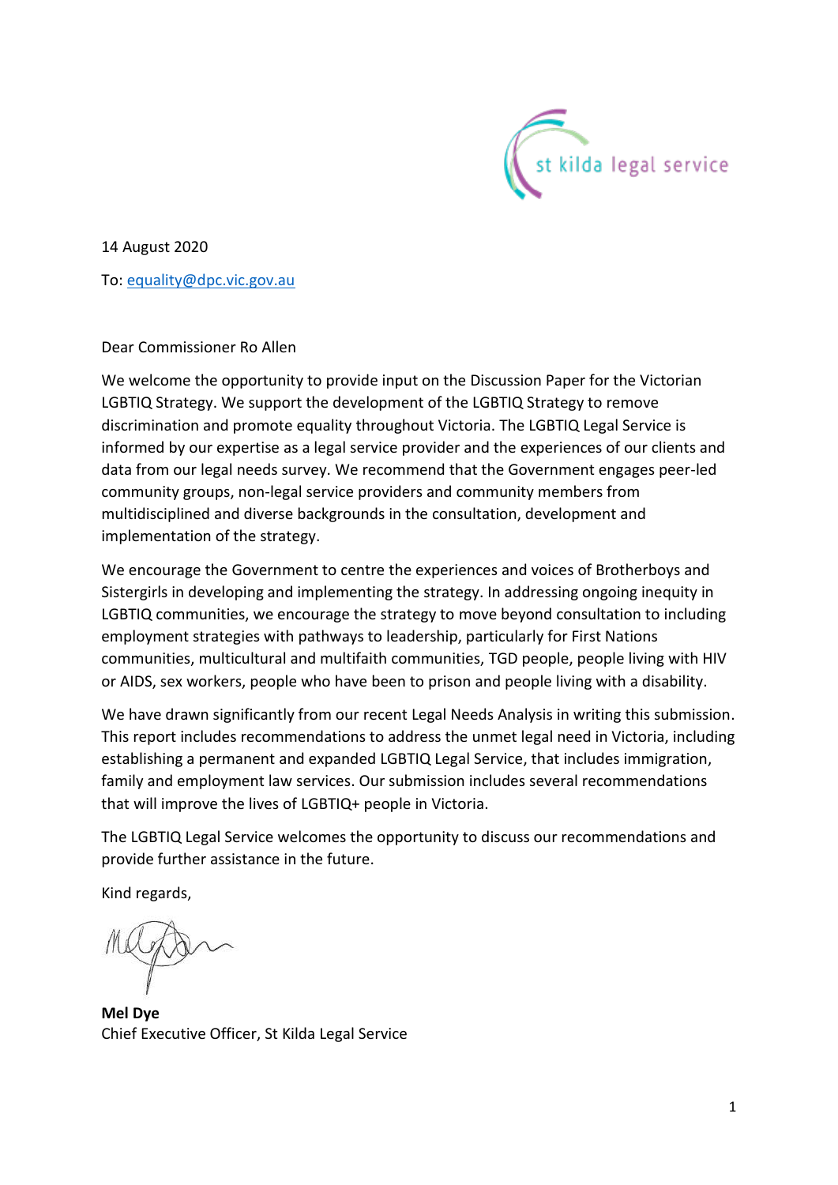14 August 2020

To: equality@dpc.vic.gov.au

Dear Commissioner Ro Allen

We welcome the opportunity to provide input on the Discussion Paper for the Victorian LGBTIQ Strategy. We support the development of the LGBTIQ Strategy to remove discrimination and promote equality throughout Victoria. The LGBTIQ Legal Service is informed by our expertise as a legal service provider and the experiences of our clients and data from our legal needs survey. We recommend that the Government engages peer-led community groups, non-legal service providers and community members from multidisciplined and diverse backgrounds in the consultation, development and implementation of the strategy.

We encourage the Government to centre the experiences and voices of Brotherboys and Sistergirls in developing and implementing the strategy. In addressing ongoing inequity in LGBTIQ communities, we encourage the strategy to move beyond consultation to including employment strategies with pathways to leadership, particularly for First Nations communities, multicultural and multifaith communities, TGD people, people living with HIV or AIDS, sex workers, people who have been to prison and people living with a disability.

We have drawn significantly from our recent Legal Needs Analysis in writing this submission. This report includes recommendations to address the unmet legal need in Victoria, including establishing a permanent and expanded LGBTIQ Legal Service, that includes immigration, family and employment law services. Our submission includes several recommendations that will improve the lives of LGBTIQ+ people in Victoria.

The LGBTIQ Legal Service welcomes the opportunity to discuss our recommendations and provide further assistance in the future.

Kind regards,

**Mel Dye**
Chief Executive Officer, St Kilda Legal Service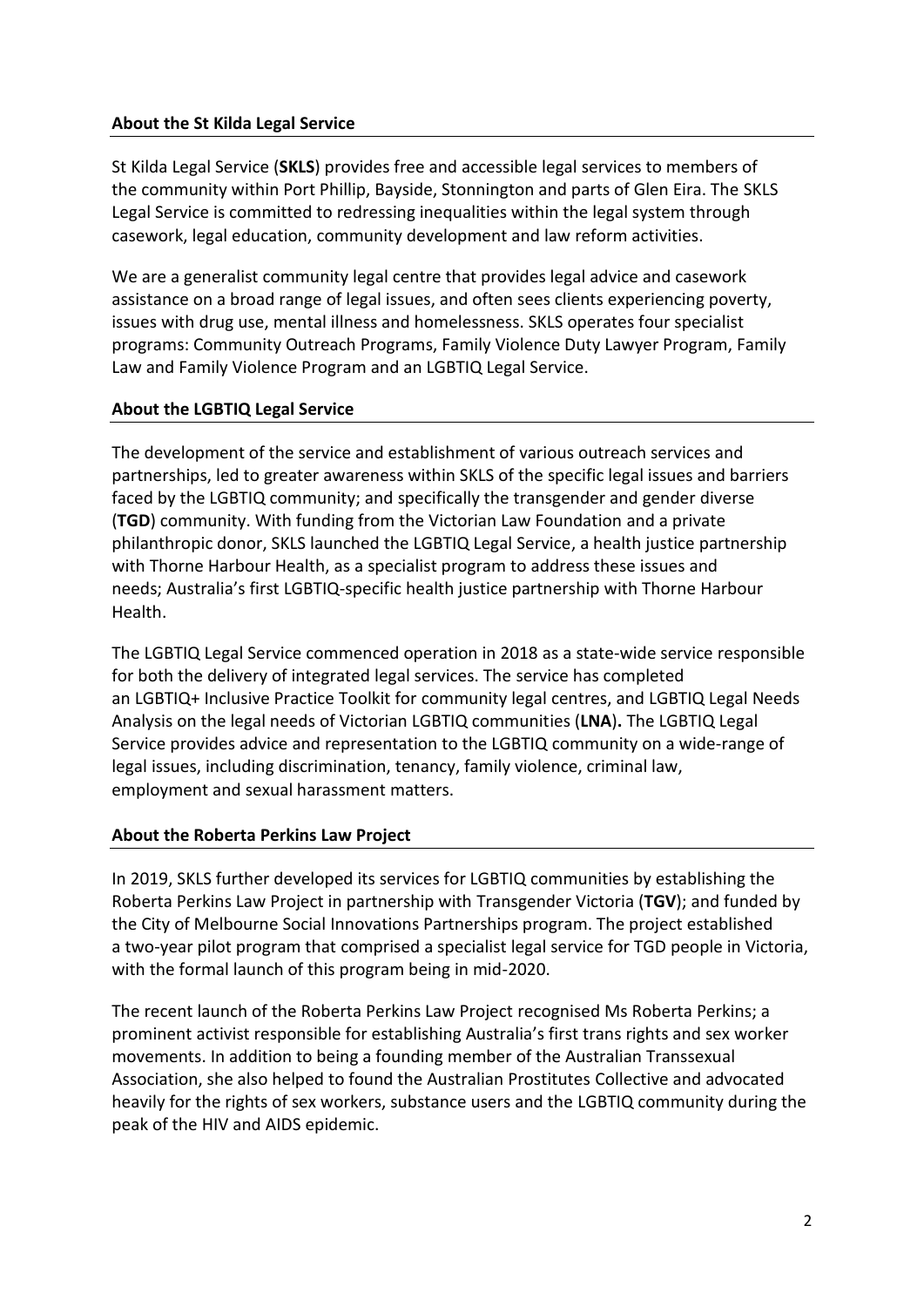### About the St Kilda Legal Service

St Kilda Legal Service (**SKLS**) provides free and accessible legal services to members of the community within Port Phillip, Bayside, Stonnington and parts of Glen Eira. The SKLS Legal Service is committed to redressing inequalities within the legal system through casework, legal education, community development and law reform activities.

We are a generalist community legal centre that provides legal advice and casework assistance on a broad range of legal issues, and often sees clients experiencing poverty, issues with drug use, mental illness and homelessness. SKLS operates four specialist programs: Community Outreach Programs, Family Violence Duty Lawyer Program, Family Law and Family Violence Program and an LGBTIQ Legal Service.

### About the LGBTIQ Legal Service

The development of the service and establishment of various outreach services and partnerships, led to greater awareness within SKLS of the specific legal issues and barriers faced by the LGBTIQ community; and specifically the transgender and gender diverse (**TGD**) community. With funding from the Victorian Law Foundation and a private philanthropic donor, SKLS launched the LGBTIQ Legal Service, a health justice partnership with Thorne Harbour Health, as a specialist program to address these issues and needs; Australia's first LGBTIQ-specific health justice partnership with Thorne Harbour Health.

The LGBTIQ Legal Service commenced operation in 2018 as a state-wide service responsible for both the delivery of integrated legal services. The service has completed an LGBTIQ+ Inclusive Practice Toolkit for community legal centres, and LGBTIQ Legal Needs Analysis on the legal needs of Victorian LGBTIQ communities (**LNA**)**.** The LGBTIQ Legal Service provides advice and representation to the LGBTIQ community on a wide-range of legal issues, including discrimination, tenancy, family violence, criminal law, employment and sexual harassment matters.

### About the Roberta Perkins Law Project

In 2019, SKLS further developed its services for LGBTIQ communities by establishing the Roberta Perkins Law Project in partnership with Transgender Victoria (**TGV**); and funded by the City of Melbourne Social Innovations Partnerships program. The project established a two-year pilot program that comprised a specialist legal service for TGD people in Victoria, with the formal launch of this program being in mid-2020.

The recent launch of the Roberta Perkins Law Project recognised Ms Roberta Perkins; a prominent activist responsible for establishing Australia's first trans rights and sex worker movements. In addition to being a founding member of the Australian Transsexual Association, she also helped to found the Australian Prostitutes Collective and advocated heavily for the rights of sex workers, substance users and the LGBTIQ community during the peak of the HIV and AIDS epidemic.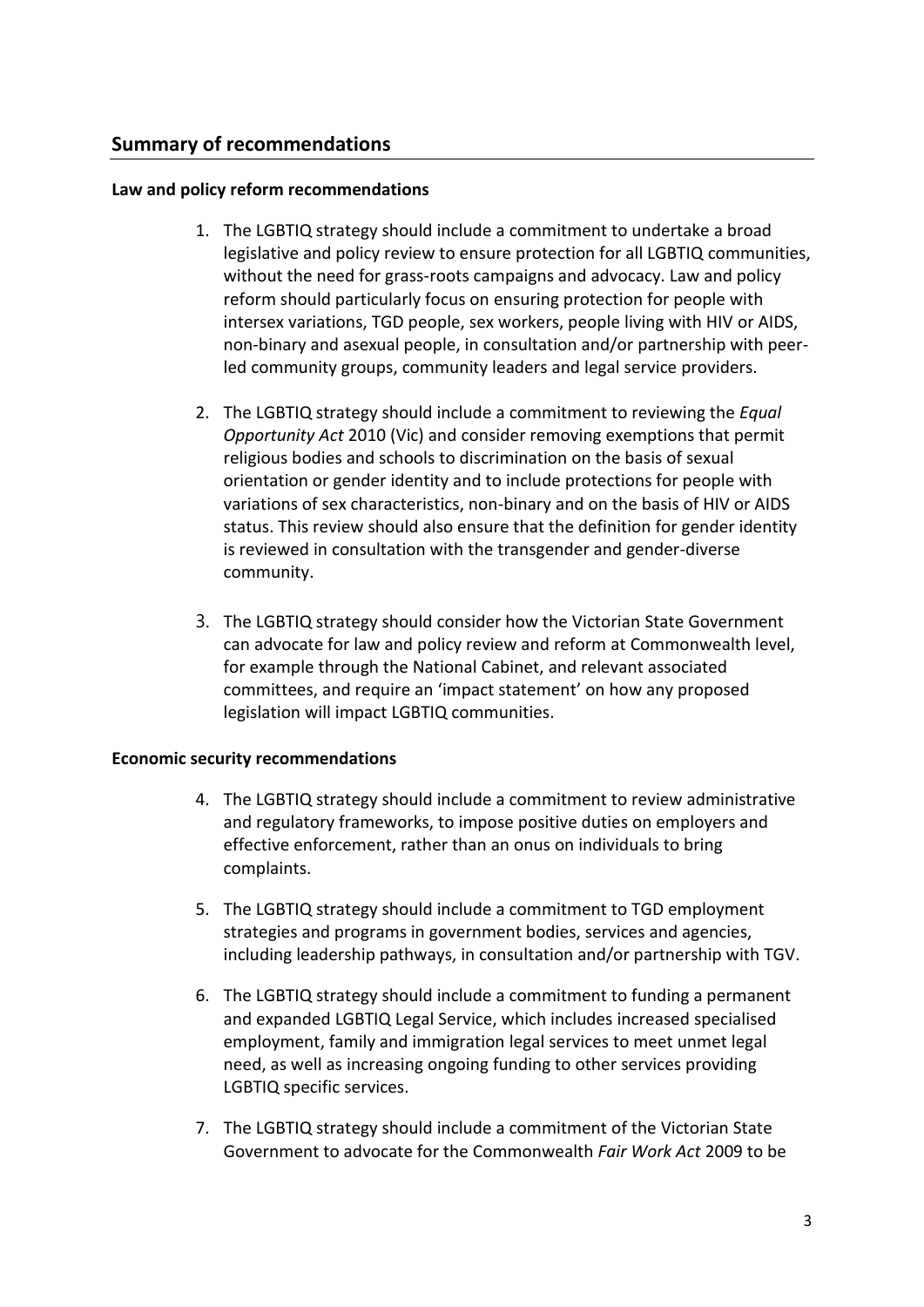## Summary of recommendations

**Law and policy reform recommendations**

1. The LGBTIQ strategy should include a commitment to undertake a broad legislative and policy review to ensure protection for all LGBTIQ communities, without the need for grass-roots campaigns and advocacy. Law and policy reform should particularly focus on ensuring protection for people with intersex variations, TGD people, sex workers, people living with HIV or AIDS, non-binary and asexual people, in consultation and/or partnership with peer-led community groups, community leaders and legal service providers.

2. The LGBTIQ strategy should include a commitment to reviewing the *Equal Opportunity Act* 2010 (Vic) and consider removing exemptions that permit religious bodies and schools to discrimination on the basis of sexual orientation or gender identity and to include protections for people with variations of sex characteristics, non-binary and on the basis of HIV or AIDS status. This review should also ensure that the definition for gender identity is reviewed in consultation with the transgender and gender-diverse community.

3. The LGBTIQ strategy should consider how the Victorian State Government can advocate for law and policy review and reform at Commonwealth level, for example through the National Cabinet, and relevant associated committees, and require an 'impact statement' on how any proposed legislation will impact LGBTIQ communities.

**Economic security recommendations**

4. The LGBTIQ strategy should include a commitment to review administrative and regulatory frameworks, to impose positive duties on employers and effective enforcement, rather than an onus on individuals to bring complaints.

5. The LGBTIQ strategy should include a commitment to TGD employment strategies and programs in government bodies, services and agencies, including leadership pathways, in consultation and/or partnership with TGV.

6. The LGBTIQ strategy should include a commitment to funding a permanent and expanded LGBTIQ Legal Service, which includes increased specialised employment, family and immigration legal services to meet unmet legal need, as well as increasing ongoing funding to other services providing LGBTIQ specific services.

7. The LGBTIQ strategy should include a commitment of the Victorian State Government to advocate for the Commonwealth *Fair Work Act* 2009 to be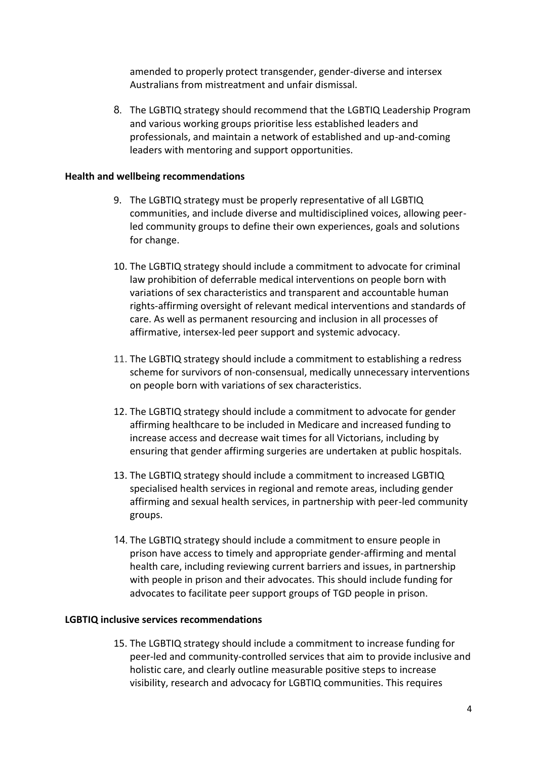amended to properly protect transgender, gender-diverse and intersex Australians from mistreatment and unfair dismissal.

8. The LGBTIQ strategy should recommend that the LGBTIQ Leadership Program and various working groups prioritise less established leaders and professionals, and maintain a network of established and up-and-coming leaders with mentoring and support opportunities.

**Health and wellbeing recommendations**

9. The LGBTIQ strategy must be properly representative of all LGBTIQ communities, and include diverse and multidisciplined voices, allowing peer-led community groups to define their own experiences, goals and solutions for change.

10. The LGBTIQ strategy should include a commitment to advocate for criminal law prohibition of deferrable medical interventions on people born with variations of sex characteristics and transparent and accountable human rights-affirming oversight of relevant medical interventions and standards of care. As well as permanent resourcing and inclusion in all processes of affirmative, intersex-led peer support and systemic advocacy.

11. The LGBTIQ strategy should include a commitment to establishing a redress scheme for survivors of non-consensual, medically unnecessary interventions on people born with variations of sex characteristics.

12. The LGBTIQ strategy should include a commitment to advocate for gender affirming healthcare to be included in Medicare and increased funding to increase access and decrease wait times for all Victorians, including by ensuring that gender affirming surgeries are undertaken at public hospitals.

13. The LGBTIQ strategy should include a commitment to increased LGBTIQ specialised health services in regional and remote areas, including gender affirming and sexual health services, in partnership with peer-led community groups.

14. The LGBTIQ strategy should include a commitment to ensure people in prison have access to timely and appropriate gender-affirming and mental health care, including reviewing current barriers and issues, in partnership with people in prison and their advocates. This should include funding for advocates to facilitate peer support groups of TGD people in prison.

**LGBTIQ inclusive services recommendations**

15. The LGBTIQ strategy should include a commitment to increase funding for peer-led and community-controlled services that aim to provide inclusive and holistic care, and clearly outline measurable positive steps to increase visibility, research and advocacy for LGBTIQ communities. This requires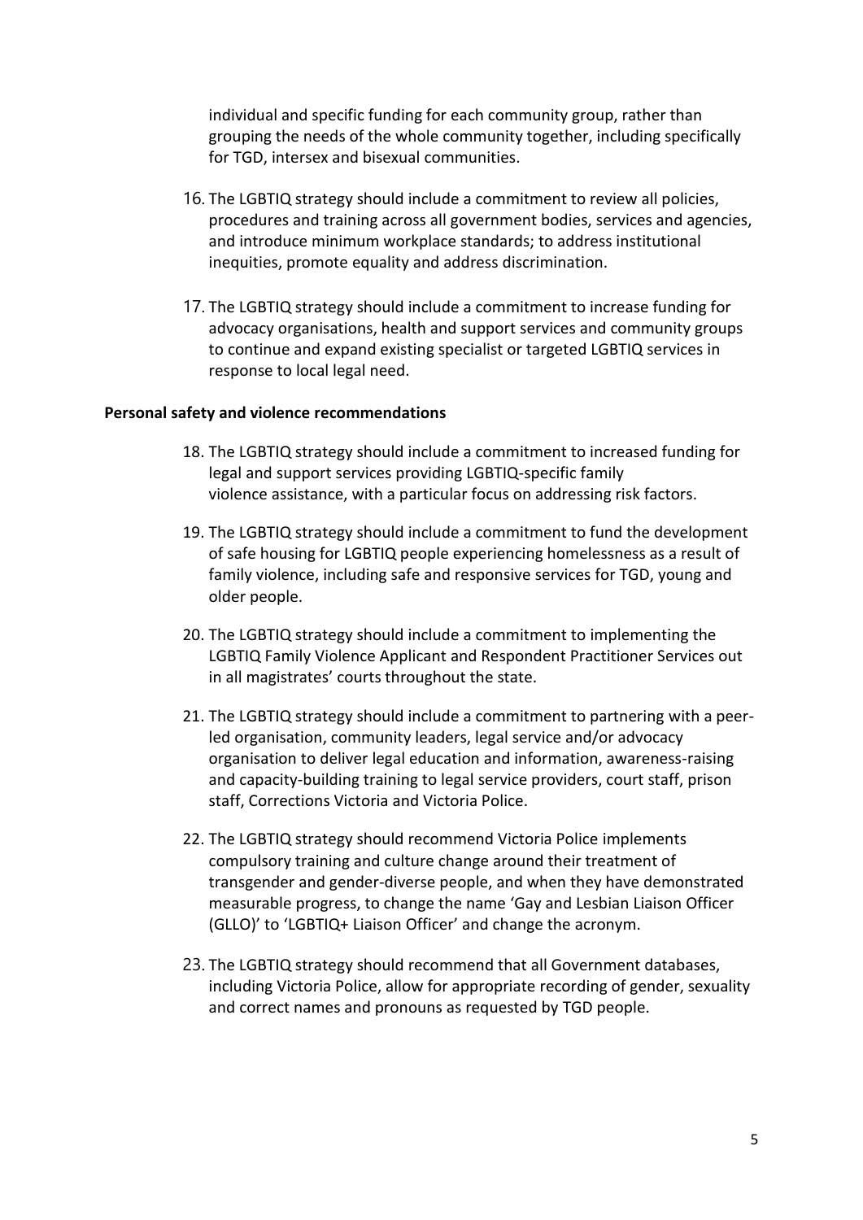individual and specific funding for each community group, rather than grouping the needs of the whole community together, including specifically for TGD, intersex and bisexual communities.

16. The LGBTIQ strategy should include a commitment to review all policies, procedures and training across all government bodies, services and agencies, and introduce minimum workplace standards; to address institutional inequities, promote equality and address discrimination.

17. The LGBTIQ strategy should include a commitment to increase funding for advocacy organisations, health and support services and community groups to continue and expand existing specialist or targeted LGBTIQ services in response to local legal need.

**Personal safety and violence recommendations**

18. The LGBTIQ strategy should include a commitment to increased funding for legal and support services providing LGBTIQ-specific family violence assistance, with a particular focus on addressing risk factors.

19. The LGBTIQ strategy should include a commitment to fund the development of safe housing for LGBTIQ people experiencing homelessness as a result of family violence, including safe and responsive services for TGD, young and older people.

20. The LGBTIQ strategy should include a commitment to implementing the LGBTIQ Family Violence Applicant and Respondent Practitioner Services out in all magistrates' courts throughout the state.

21. The LGBTIQ strategy should include a commitment to partnering with a peer-led organisation, community leaders, legal service and/or advocacy organisation to deliver legal education and information, awareness-raising and capacity-building training to legal service providers, court staff, prison staff, Corrections Victoria and Victoria Police.

22. The LGBTIQ strategy should recommend Victoria Police implements compulsory training and culture change around their treatment of transgender and gender-diverse people, and when they have demonstrated measurable progress, to change the name 'Gay and Lesbian Liaison Officer (GLLO)' to 'LGBTIQ+ Liaison Officer' and change the acronym.

23. The LGBTIQ strategy should recommend that all Government databases, including Victoria Police, allow for appropriate recording of gender, sexuality and correct names and pronouns as requested by TGD people.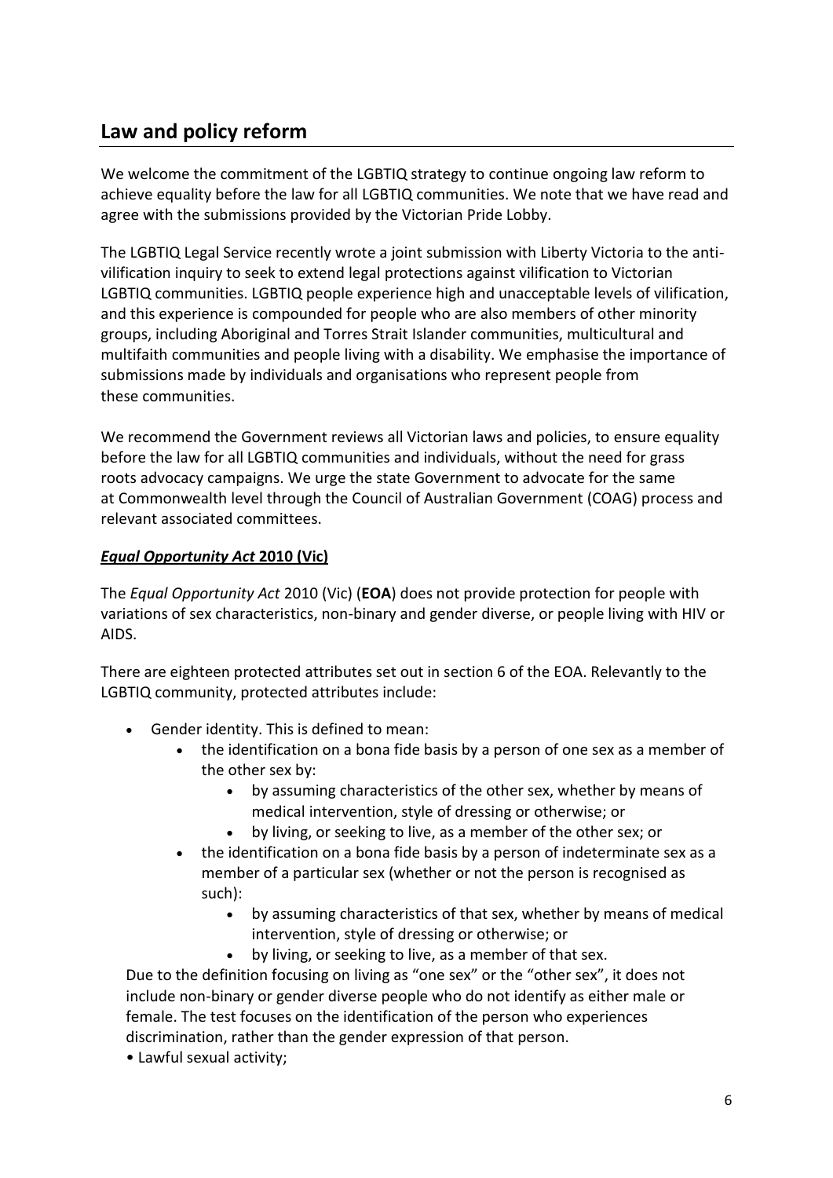## Law and policy reform

We welcome the commitment of the LGBTIQ strategy to continue ongoing law reform to achieve equality before the law for all LGBTIQ communities. We note that we have read and agree with the submissions provided by the Victorian Pride Lobby.

The LGBTIQ Legal Service recently wrote a joint submission with Liberty Victoria to the anti-vilification inquiry to seek to extend legal protections against vilification to Victorian LGBTIQ communities. LGBTIQ people experience high and unacceptable levels of vilification, and this experience is compounded for people who are also members of other minority groups, including Aboriginal and Torres Strait Islander communities, multicultural and multifaith communities and people living with a disability. We emphasise the importance of submissions made by individuals and organisations who represent people from these communities.

We recommend the Government reviews all Victorian laws and policies, to ensure equality before the law for all LGBTIQ communities and individuals, without the need for grass roots advocacy campaigns. We urge the state Government to advocate for the same at Commonwealth level through the Council of Australian Government (COAG) process and relevant associated committees.

### ***Equal Opportunity Act* 2010 (Vic)**

The *Equal Opportunity Act* 2010 (Vic) (**EOA**) does not provide protection for people with variations of sex characteristics, non-binary and gender diverse, or people living with HIV or AIDS.

There are eighteen protected attributes set out in section 6 of the EOA. Relevantly to the LGBTIQ community, protected attributes include:

- Gender identity. This is defined to mean:
    - the identification on a bona fide basis by a person of one sex as a member of the other sex by:
        - by assuming characteristics of the other sex, whether by means of medical intervention, style of dressing or otherwise; or
        - by living, or seeking to live, as a member of the other sex; or
    - the identification on a bona fide basis by a person of indeterminate sex as a member of a particular sex (whether or not the person is recognised as such):
        - by assuming characteristics of that sex, whether by means of medical intervention, style of dressing or otherwise; or
        - by living, or seeking to live, as a member of that sex.

  Due to the definition focusing on living as "one sex" or the "other sex", it does not include non-binary or gender diverse people who do not identify as either male or female. The test focuses on the identification of the person who experiences discrimination, rather than the gender expression of that person.
- Lawful sexual activity;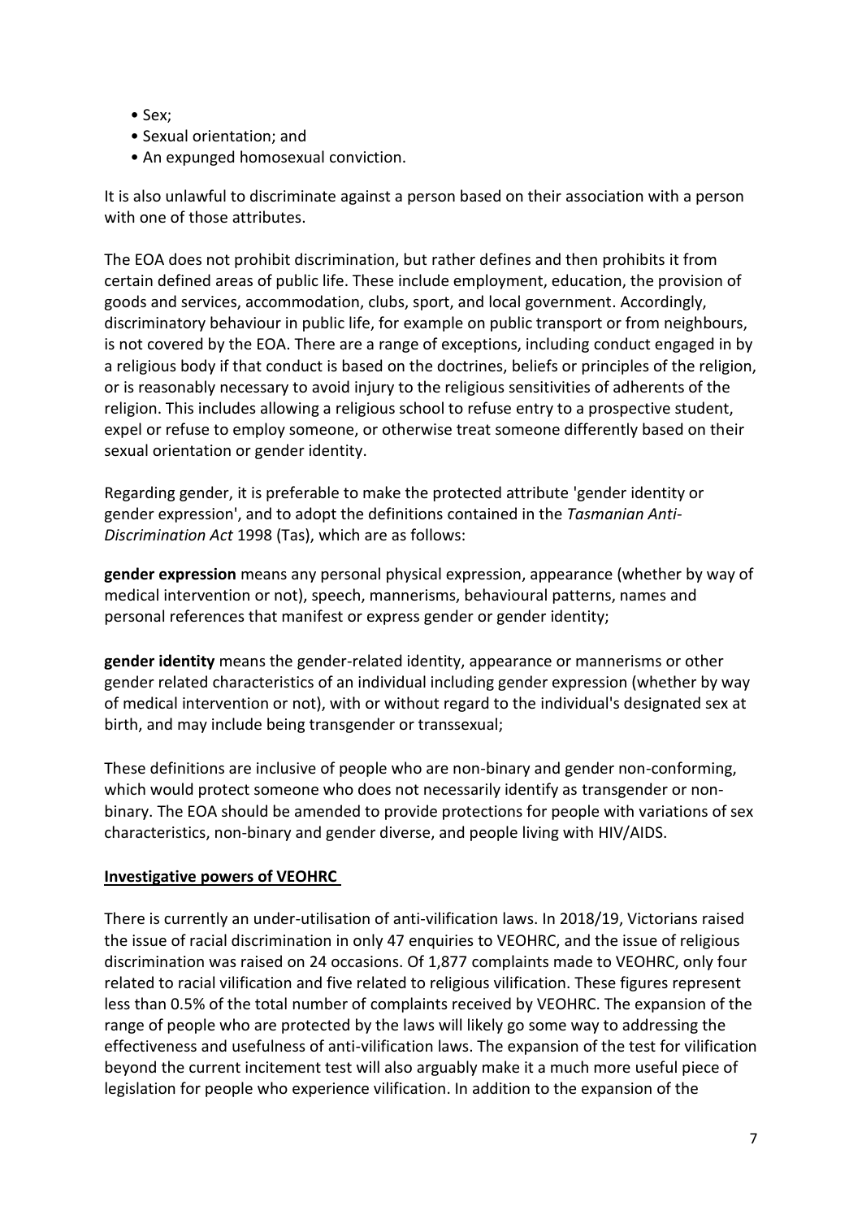- Sex;
- Sexual orientation; and
- An expunged homosexual conviction.

It is also unlawful to discriminate against a person based on their association with a person with one of those attributes.

The EOA does not prohibit discrimination, but rather defines and then prohibits it from certain defined areas of public life. These include employment, education, the provision of goods and services, accommodation, clubs, sport, and local government. Accordingly, discriminatory behaviour in public life, for example on public transport or from neighbours, is not covered by the EOA. There are a range of exceptions, including conduct engaged in by a religious body if that conduct is based on the doctrines, beliefs or principles of the religion, or is reasonably necessary to avoid injury to the religious sensitivities of adherents of the religion. This includes allowing a religious school to refuse entry to a prospective student, expel or refuse to employ someone, or otherwise treat someone differently based on their sexual orientation or gender identity.

Regarding gender, it is preferable to make the protected attribute 'gender identity or gender expression', and to adopt the definitions contained in the *Tasmanian Anti-Discrimination Act* 1998 (Tas), which are as follows:

**gender expression** means any personal physical expression, appearance (whether by way of medical intervention or not), speech, mannerisms, behavioural patterns, names and personal references that manifest or express gender or gender identity;

**gender identity** means the gender-related identity, appearance or mannerisms or other gender related characteristics of an individual including gender expression (whether by way of medical intervention or not), with or without regard to the individual's designated sex at birth, and may include being transgender or transsexual;

These definitions are inclusive of people who are non-binary and gender non-conforming, which would protect someone who does not necessarily identify as transgender or non-binary. The EOA should be amended to provide protections for people with variations of sex characteristics, non-binary and gender diverse, and people living with HIV/AIDS.

## Investigative powers of VEOHRC

There is currently an under-utilisation of anti-vilification laws. In 2018/19, Victorians raised the issue of racial discrimination in only 47 enquiries to VEOHRC, and the issue of religious discrimination was raised on 24 occasions. Of 1,877 complaints made to VEOHRC, only four related to racial vilification and five related to religious vilification. These figures represent less than 0.5% of the total number of complaints received by VEOHRC. The expansion of the range of people who are protected by the laws will likely go some way to addressing the effectiveness and usefulness of anti-vilification laws. The expansion of the test for vilification beyond the current incitement test will also arguably make it a much more useful piece of legislation for people who experience vilification. In addition to the expansion of the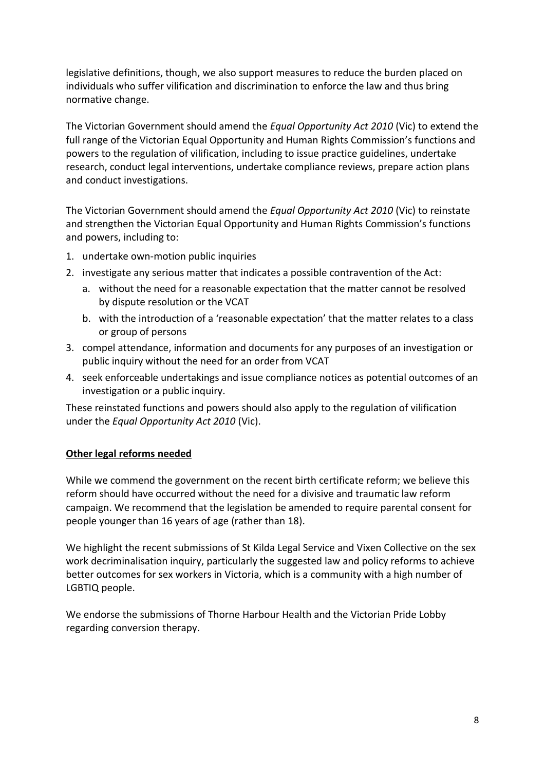legislative definitions, though, we also support measures to reduce the burden placed on individuals who suffer vilification and discrimination to enforce the law and thus bring normative change.

The Victorian Government should amend the *Equal Opportunity Act 2010* (Vic) to extend the full range of the Victorian Equal Opportunity and Human Rights Commission's functions and powers to the regulation of vilification, including to issue practice guidelines, undertake research, conduct legal interventions, undertake compliance reviews, prepare action plans and conduct investigations.

The Victorian Government should amend the *Equal Opportunity Act 2010* (Vic) to reinstate and strengthen the Victorian Equal Opportunity and Human Rights Commission's functions and powers, including to:

1. undertake own-motion public inquiries
2. investigate any serious matter that indicates a possible contravention of the Act:
   a. without the need for a reasonable expectation that the matter cannot be resolved by dispute resolution or the VCAT
   b. with the introduction of a 'reasonable expectation' that the matter relates to a class or group of persons
3. compel attendance, information and documents for any purposes of an investigation or public inquiry without the need for an order from VCAT
4. seek enforceable undertakings and issue compliance notices as potential outcomes of an investigation or a public inquiry.

These reinstated functions and powers should also apply to the regulation of vilification under the *Equal Opportunity Act 2010* (Vic).

**Other legal reforms needed**

While we commend the government on the recent birth certificate reform; we believe this reform should have occurred without the need for a divisive and traumatic law reform campaign. We recommend that the legislation be amended to require parental consent for people younger than 16 years of age (rather than 18).

We highlight the recent submissions of St Kilda Legal Service and Vixen Collective on the sex work decriminalisation inquiry, particularly the suggested law and policy reforms to achieve better outcomes for sex workers in Victoria, which is a community with a high number of LGBTIQ people.

We endorse the submissions of Thorne Harbour Health and the Victorian Pride Lobby regarding conversion therapy.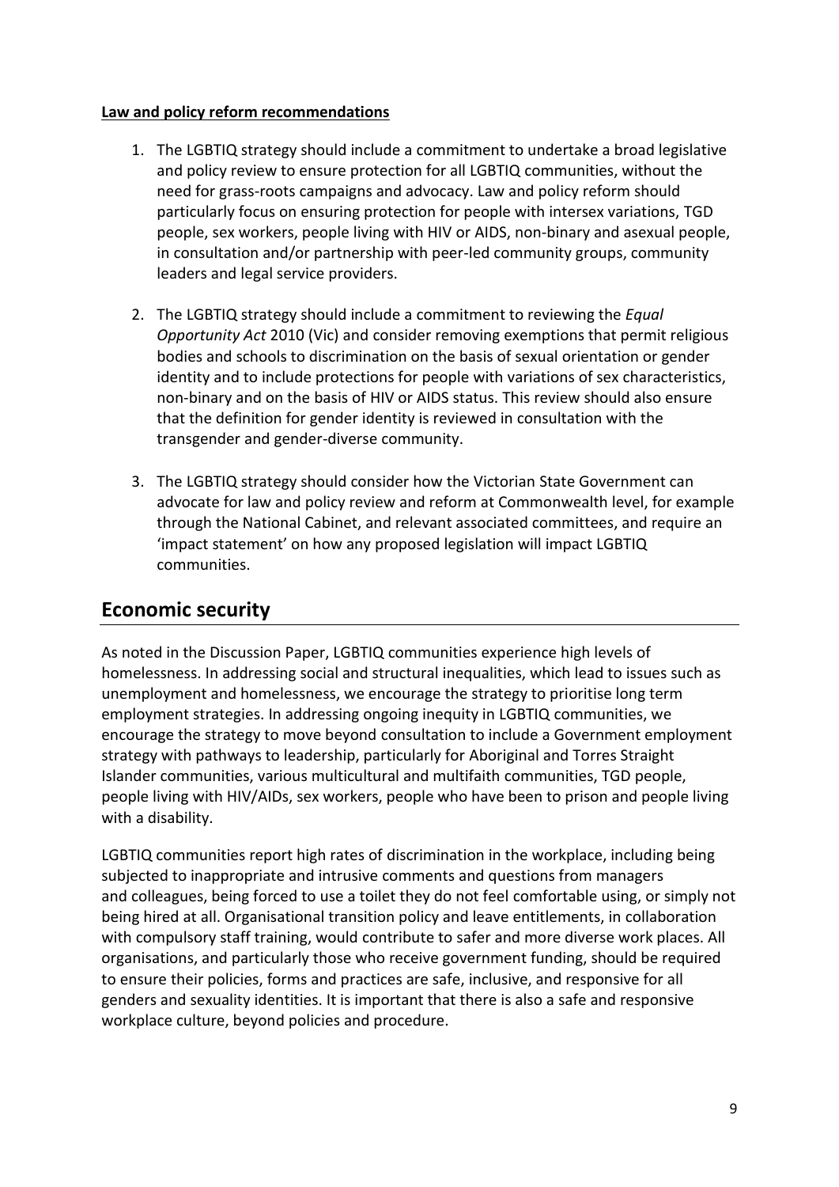**Law and policy reform recommendations**

1. The LGBTIQ strategy should include a commitment to undertake a broad legislative and policy review to ensure protection for all LGBTIQ communities, without the need for grass-roots campaigns and advocacy. Law and policy reform should particularly focus on ensuring protection for people with intersex variations, TGD people, sex workers, people living with HIV or AIDS, non-binary and asexual people, in consultation and/or partnership with peer-led community groups, community leaders and legal service providers.

2. The LGBTIQ strategy should include a commitment to reviewing the *Equal Opportunity Act* 2010 (Vic) and consider removing exemptions that permit religious bodies and schools to discrimination on the basis of sexual orientation or gender identity and to include protections for people with variations of sex characteristics, non-binary and on the basis of HIV or AIDS status. This review should also ensure that the definition for gender identity is reviewed in consultation with the transgender and gender-diverse community.

3. The LGBTIQ strategy should consider how the Victorian State Government can advocate for law and policy review and reform at Commonwealth level, for example through the National Cabinet, and relevant associated committees, and require an 'impact statement' on how any proposed legislation will impact LGBTIQ communities.

## Economic security

As noted in the Discussion Paper, LGBTIQ communities experience high levels of homelessness. In addressing social and structural inequalities, which lead to issues such as unemployment and homelessness, we encourage the strategy to prioritise long term employment strategies. In addressing ongoing inequity in LGBTIQ communities, we encourage the strategy to move beyond consultation to include a Government employment strategy with pathways to leadership, particularly for Aboriginal and Torres Straight Islander communities, various multicultural and multifaith communities, TGD people, people living with HIV/AIDs, sex workers, people who have been to prison and people living with a disability.

LGBTIQ communities report high rates of discrimination in the workplace, including being subjected to inappropriate and intrusive comments and questions from managers and colleagues, being forced to use a toilet they do not feel comfortable using, or simply not being hired at all. Organisational transition policy and leave entitlements, in collaboration with compulsory staff training, would contribute to safer and more diverse work places. All organisations, and particularly those who receive government funding, should be required to ensure their policies, forms and practices are safe, inclusive, and responsive for all genders and sexuality identities. It is important that there is also a safe and responsive workplace culture, beyond policies and procedure.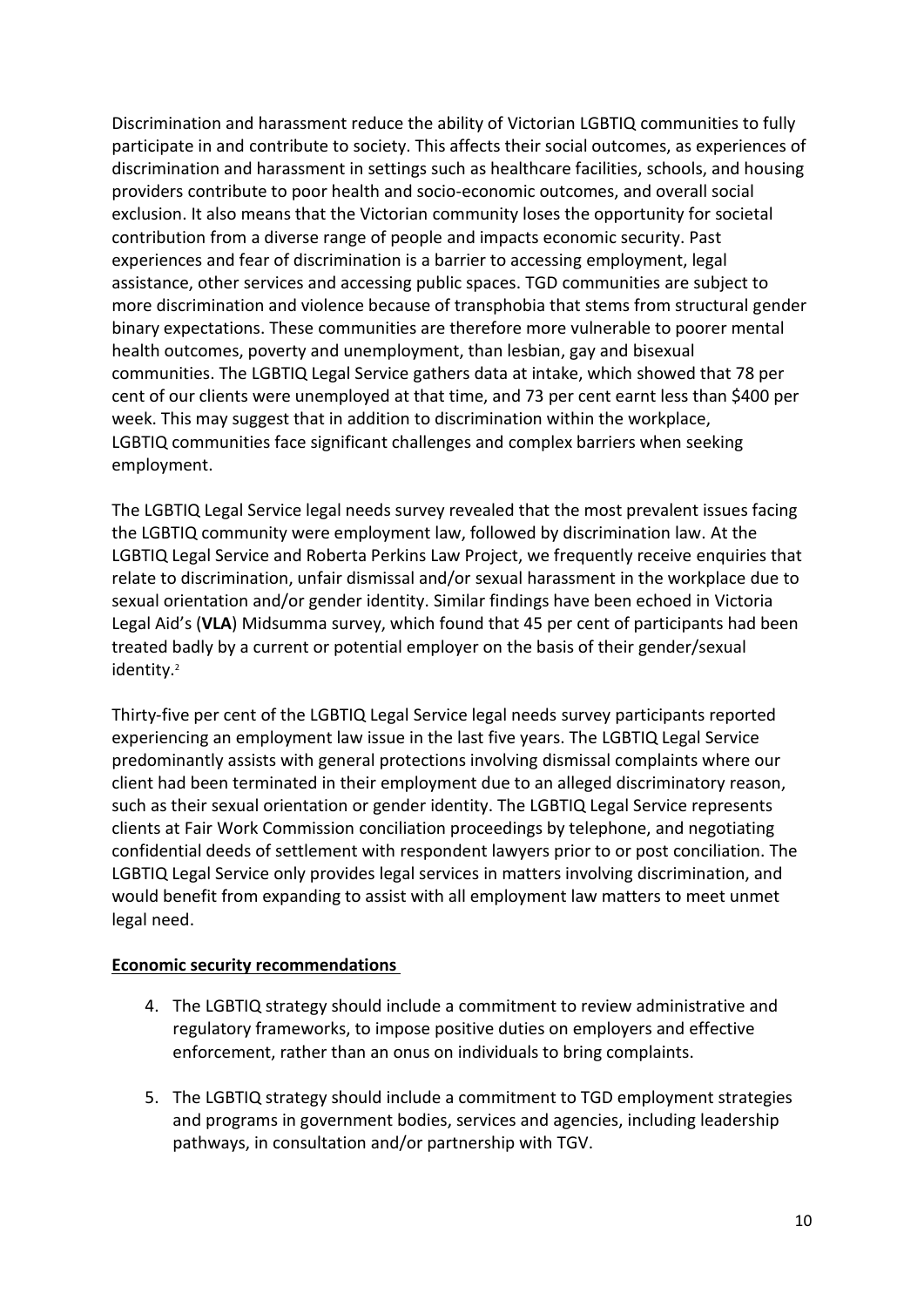Discrimination and harassment reduce the ability of Victorian LGBTIQ communities to fully participate in and contribute to society. This affects their social outcomes, as experiences of discrimination and harassment in settings such as healthcare facilities, schools, and housing providers contribute to poor health and socio-economic outcomes, and overall social exclusion. It also means that the Victorian community loses the opportunity for societal contribution from a diverse range of people and impacts economic security. Past experiences and fear of discrimination is a barrier to accessing employment, legal assistance, other services and accessing public spaces. TGD communities are subject to more discrimination and violence because of transphobia that stems from structural gender binary expectations. These communities are therefore more vulnerable to poorer mental health outcomes, poverty and unemployment, than lesbian, gay and bisexual communities. The LGBTIQ Legal Service gathers data at intake, which showed that 78 per cent of our clients were unemployed at that time, and 73 per cent earnt less than $400 per week. This may suggest that in addition to discrimination within the workplace, LGBTIQ communities face significant challenges and complex barriers when seeking employment.

The LGBTIQ Legal Service legal needs survey revealed that the most prevalent issues facing the LGBTIQ community were employment law, followed by discrimination law. At the LGBTIQ Legal Service and Roberta Perkins Law Project, we frequently receive enquiries that relate to discrimination, unfair dismissal and/or sexual harassment in the workplace due to sexual orientation and/or gender identity. Similar findings have been echoed in Victoria Legal Aid's (**VLA**) Midsumma survey, which found that 45 per cent of participants had been treated badly by a current or potential employer on the basis of their gender/sexual identity.[2]

Thirty-five per cent of the LGBTIQ Legal Service legal needs survey participants reported experiencing an employment law issue in the last five years. The LGBTIQ Legal Service predominantly assists with general protections involving dismissal complaints where our client had been terminated in their employment due to an alleged discriminatory reason, such as their sexual orientation or gender identity. The LGBTIQ Legal Service represents clients at Fair Work Commission conciliation proceedings by telephone, and negotiating confidential deeds of settlement with respondent lawyers prior to or post conciliation. The LGBTIQ Legal Service only provides legal services in matters involving discrimination, and would benefit from expanding to assist with all employment law matters to meet unmet legal need.

**Economic security recommendations**

4. The LGBTIQ strategy should include a commitment to review administrative and regulatory frameworks, to impose positive duties on employers and effective enforcement, rather than an onus on individuals to bring complaints.

5. The LGBTIQ strategy should include a commitment to TGD employment strategies and programs in government bodies, services and agencies, including leadership pathways, in consultation and/or partnership with TGV.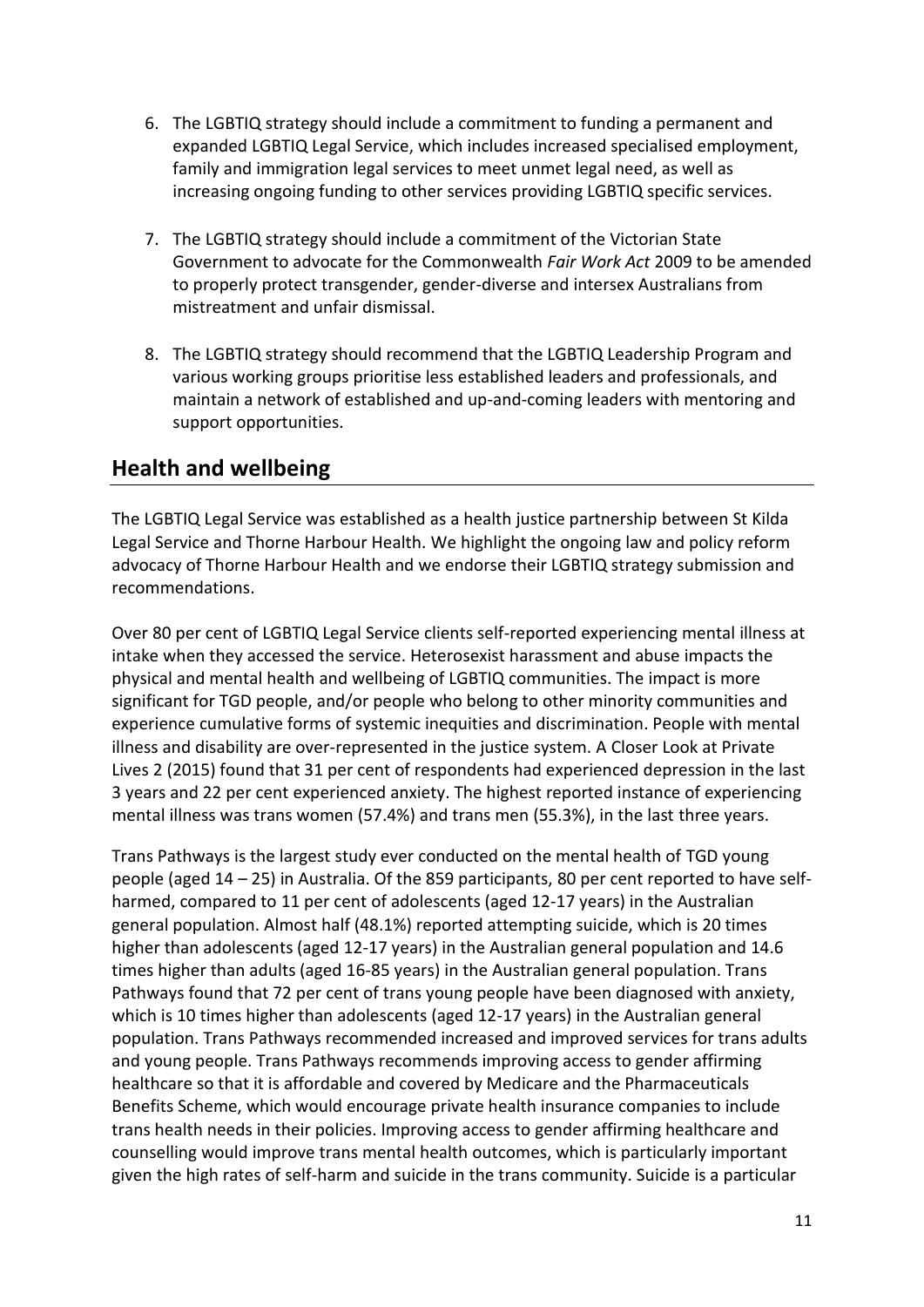6. The LGBTIQ strategy should include a commitment to funding a permanent and expanded LGBTIQ Legal Service, which includes increased specialised employment, family and immigration legal services to meet unmet legal need, as well as increasing ongoing funding to other services providing LGBTIQ specific services.

7. The LGBTIQ strategy should include a commitment of the Victorian State Government to advocate for the Commonwealth *Fair Work Act* 2009 to be amended to properly protect transgender, gender-diverse and intersex Australians from mistreatment and unfair dismissal.

8. The LGBTIQ strategy should recommend that the LGBTIQ Leadership Program and various working groups prioritise less established leaders and professionals, and maintain a network of established and up-and-coming leaders with mentoring and support opportunities.

## Health and wellbeing

The LGBTIQ Legal Service was established as a health justice partnership between St Kilda Legal Service and Thorne Harbour Health. We highlight the ongoing law and policy reform advocacy of Thorne Harbour Health and we endorse their LGBTIQ strategy submission and recommendations.

Over 80 per cent of LGBTIQ Legal Service clients self-reported experiencing mental illness at intake when they accessed the service. Heterosexist harassment and abuse impacts the physical and mental health and wellbeing of LGBTIQ communities. The impact is more significant for TGD people, and/or people who belong to other minority communities and experience cumulative forms of systemic inequities and discrimination. People with mental illness and disability are over-represented in the justice system. A Closer Look at Private Lives 2 (2015) found that 31 per cent of respondents had experienced depression in the last 3 years and 22 per cent experienced anxiety. The highest reported instance of experiencing mental illness was trans women (57.4%) and trans men (55.3%), in the last three years.

Trans Pathways is the largest study ever conducted on the mental health of TGD young people (aged 14 – 25) in Australia. Of the 859 participants, 80 per cent reported to have self-harmed, compared to 11 per cent of adolescents (aged 12-17 years) in the Australian general population. Almost half (48.1%) reported attempting suicide, which is 20 times higher than adolescents (aged 12-17 years) in the Australian general population and 14.6 times higher than adults (aged 16-85 years) in the Australian general population. Trans Pathways found that 72 per cent of trans young people have been diagnosed with anxiety, which is 10 times higher than adolescents (aged 12-17 years) in the Australian general population. Trans Pathways recommended increased and improved services for trans adults and young people. Trans Pathways recommends improving access to gender affirming healthcare so that it is affordable and covered by Medicare and the Pharmaceuticals Benefits Scheme, which would encourage private health insurance companies to include trans health needs in their policies. Improving access to gender affirming healthcare and counselling would improve trans mental health outcomes, which is particularly important given the high rates of self-harm and suicide in the trans community. Suicide is a particular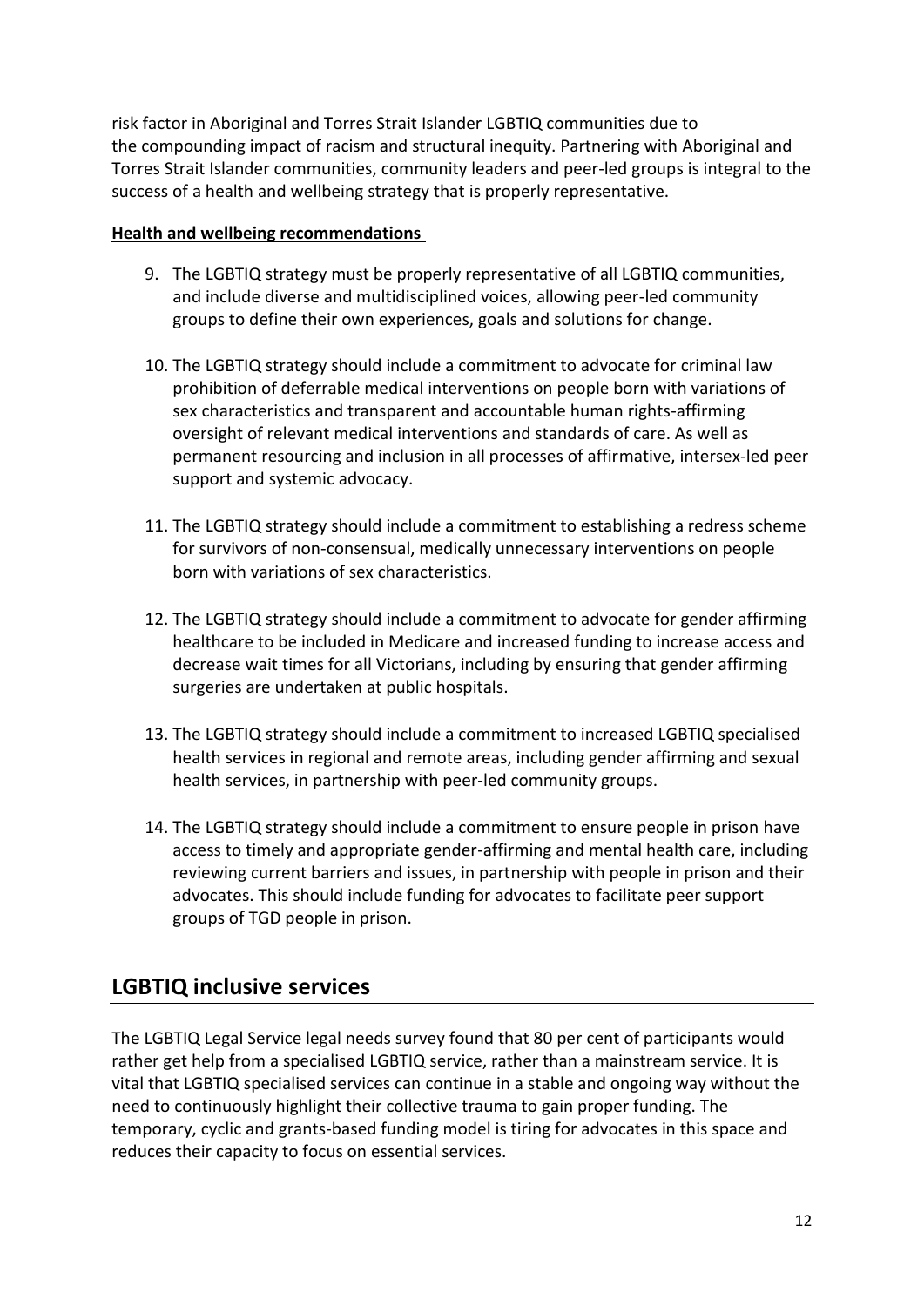risk factor in Aboriginal and Torres Strait Islander LGBTIQ communities due to the compounding impact of racism and structural inequity. Partnering with Aboriginal and Torres Strait Islander communities, community leaders and peer-led groups is integral to the success of a health and wellbeing strategy that is properly representative.

**Health and wellbeing recommendations**

9. The LGBTIQ strategy must be properly representative of all LGBTIQ communities, and include diverse and multidisciplined voices, allowing peer-led community groups to define their own experiences, goals and solutions for change.

10. The LGBTIQ strategy should include a commitment to advocate for criminal law prohibition of deferrable medical interventions on people born with variations of sex characteristics and transparent and accountable human rights-affirming oversight of relevant medical interventions and standards of care. As well as permanent resourcing and inclusion in all processes of affirmative, intersex-led peer support and systemic advocacy.

11. The LGBTIQ strategy should include a commitment to establishing a redress scheme for survivors of non-consensual, medically unnecessary interventions on people born with variations of sex characteristics.

12. The LGBTIQ strategy should include a commitment to advocate for gender affirming healthcare to be included in Medicare and increased funding to increase access and decrease wait times for all Victorians, including by ensuring that gender affirming surgeries are undertaken at public hospitals.

13. The LGBTIQ strategy should include a commitment to increased LGBTIQ specialised health services in regional and remote areas, including gender affirming and sexual health services, in partnership with peer-led community groups.

14. The LGBTIQ strategy should include a commitment to ensure people in prison have access to timely and appropriate gender-affirming and mental health care, including reviewing current barriers and issues, in partnership with people in prison and their advocates. This should include funding for advocates to facilitate peer support groups of TGD people in prison.

## LGBTIQ inclusive services

The LGBTIQ Legal Service legal needs survey found that 80 per cent of participants would rather get help from a specialised LGBTIQ service, rather than a mainstream service. It is vital that LGBTIQ specialised services can continue in a stable and ongoing way without the need to continuously highlight their collective trauma to gain proper funding. The temporary, cyclic and grants-based funding model is tiring for advocates in this space and reduces their capacity to focus on essential services.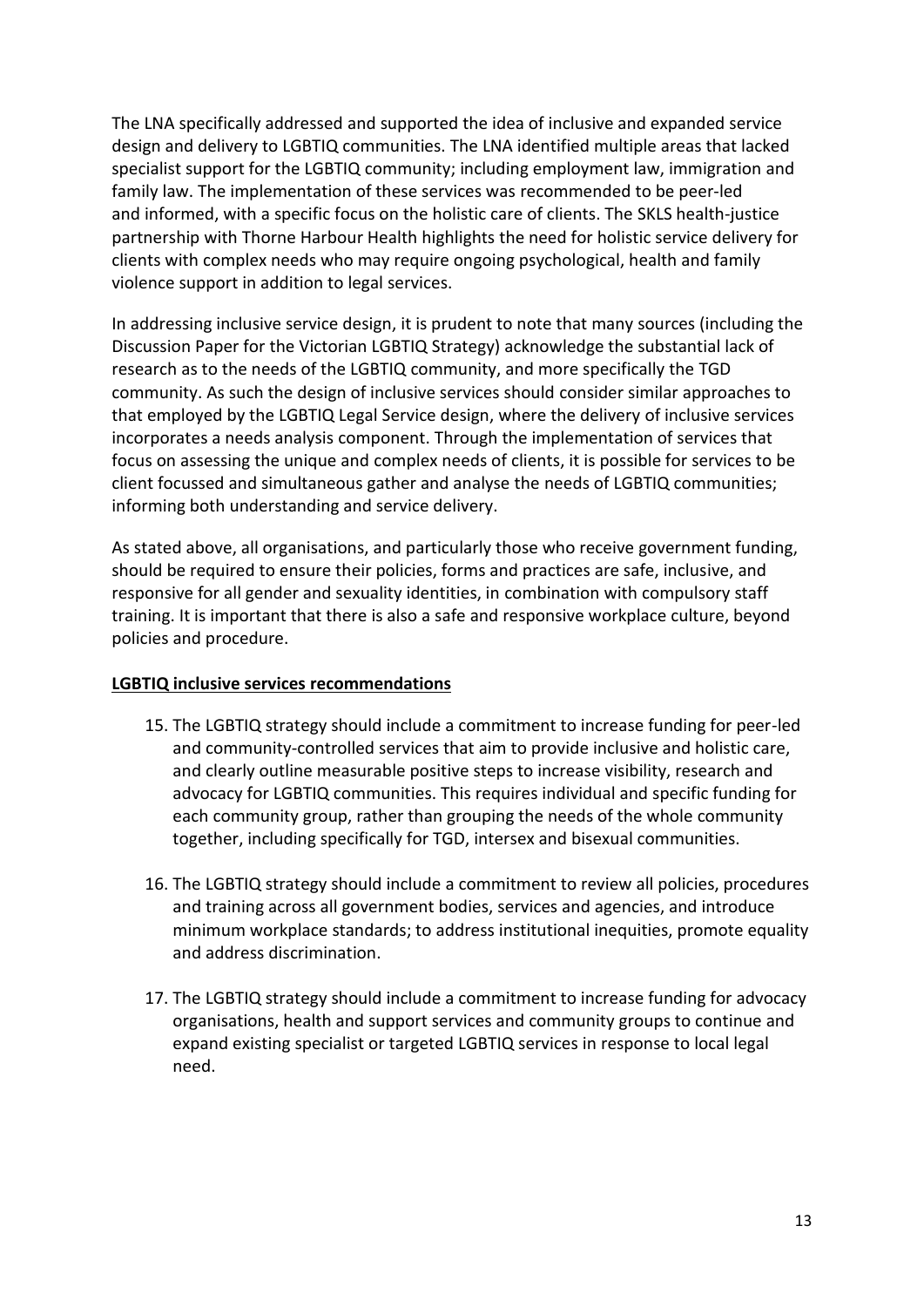The LNA specifically addressed and supported the idea of inclusive and expanded service design and delivery to LGBTIQ communities. The LNA identified multiple areas that lacked specialist support for the LGBTIQ community; including employment law, immigration and family law. The implementation of these services was recommended to be peer-led and informed, with a specific focus on the holistic care of clients. The SKLS health-justice partnership with Thorne Harbour Health highlights the need for holistic service delivery for clients with complex needs who may require ongoing psychological, health and family violence support in addition to legal services.

In addressing inclusive service design, it is prudent to note that many sources (including the Discussion Paper for the Victorian LGBTIQ Strategy) acknowledge the substantial lack of research as to the needs of the LGBTIQ community, and more specifically the TGD community. As such the design of inclusive services should consider similar approaches to that employed by the LGBTIQ Legal Service design, where the delivery of inclusive services incorporates a needs analysis component. Through the implementation of services that focus on assessing the unique and complex needs of clients, it is possible for services to be client focussed and simultaneous gather and analyse the needs of LGBTIQ communities; informing both understanding and service delivery.

As stated above, all organisations, and particularly those who receive government funding, should be required to ensure their policies, forms and practices are safe, inclusive, and responsive for all gender and sexuality identities, in combination with compulsory staff training. It is important that there is also a safe and responsive workplace culture, beyond policies and procedure.

**LGBTIQ inclusive services recommendations**

15. The LGBTIQ strategy should include a commitment to increase funding for peer-led and community-controlled services that aim to provide inclusive and holistic care, and clearly outline measurable positive steps to increase visibility, research and advocacy for LGBTIQ communities. This requires individual and specific funding for each community group, rather than grouping the needs of the whole community together, including specifically for TGD, intersex and bisexual communities.

16. The LGBTIQ strategy should include a commitment to review all policies, procedures and training across all government bodies, services and agencies, and introduce minimum workplace standards; to address institutional inequities, promote equality and address discrimination.

17. The LGBTIQ strategy should include a commitment to increase funding for advocacy organisations, health and support services and community groups to continue and expand existing specialist or targeted LGBTIQ services in response to local legal need.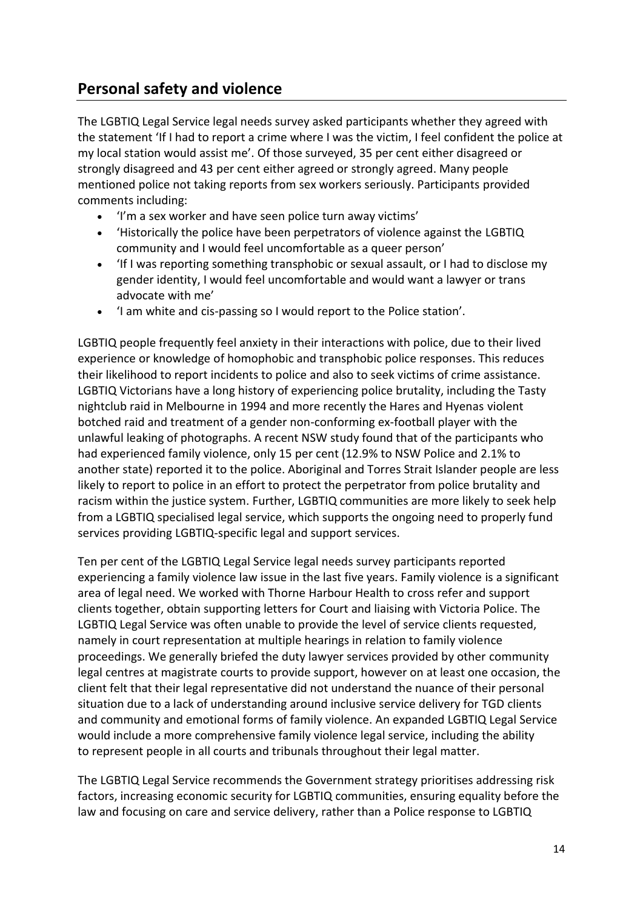## Personal safety and violence

The LGBTIQ Legal Service legal needs survey asked participants whether they agreed with the statement 'If I had to report a crime where I was the victim, I feel confident the police at my local station would assist me'. Of those surveyed, 35 per cent either disagreed or strongly disagreed and 43 per cent either agreed or strongly agreed. Many people mentioned police not taking reports from sex workers seriously. Participants provided comments including:

- 'I'm a sex worker and have seen police turn away victims'
- 'Historically the police have been perpetrators of violence against the LGBTIQ community and I would feel uncomfortable as a queer person'
- 'If I was reporting something transphobic or sexual assault, or I had to disclose my gender identity, I would feel uncomfortable and would want a lawyer or trans advocate with me'
- 'I am white and cis-passing so I would report to the Police station'.

LGBTIQ people frequently feel anxiety in their interactions with police, due to their lived experience or knowledge of homophobic and transphobic police responses. This reduces their likelihood to report incidents to police and also to seek victims of crime assistance. LGBTIQ Victorians have a long history of experiencing police brutality, including the Tasty nightclub raid in Melbourne in 1994 and more recently the Hares and Hyenas violent botched raid and treatment of a gender non-conforming ex-football player with the unlawful leaking of photographs. A recent NSW study found that of the participants who had experienced family violence, only 15 per cent (12.9% to NSW Police and 2.1% to another state) reported it to the police. Aboriginal and Torres Strait Islander people are less likely to report to police in an effort to protect the perpetrator from police brutality and racism within the justice system. Further, LGBTIQ communities are more likely to seek help from a LGBTIQ specialised legal service, which supports the ongoing need to properly fund services providing LGBTIQ-specific legal and support services.

Ten per cent of the LGBTIQ Legal Service legal needs survey participants reported experiencing a family violence law issue in the last five years. Family violence is a significant area of legal need. We worked with Thorne Harbour Health to cross refer and support clients together, obtain supporting letters for Court and liaising with Victoria Police. The LGBTIQ Legal Service was often unable to provide the level of service clients requested, namely in court representation at multiple hearings in relation to family violence proceedings. We generally briefed the duty lawyer services provided by other community legal centres at magistrate courts to provide support, however on at least one occasion, the client felt that their legal representative did not understand the nuance of their personal situation due to a lack of understanding around inclusive service delivery for TGD clients and community and emotional forms of family violence. An expanded LGBTIQ Legal Service would include a more comprehensive family violence legal service, including the ability to represent people in all courts and tribunals throughout their legal matter.

The LGBTIQ Legal Service recommends the Government strategy prioritises addressing risk factors, increasing economic security for LGBTIQ communities, ensuring equality before the law and focusing on care and service delivery, rather than a Police response to LGBTIQ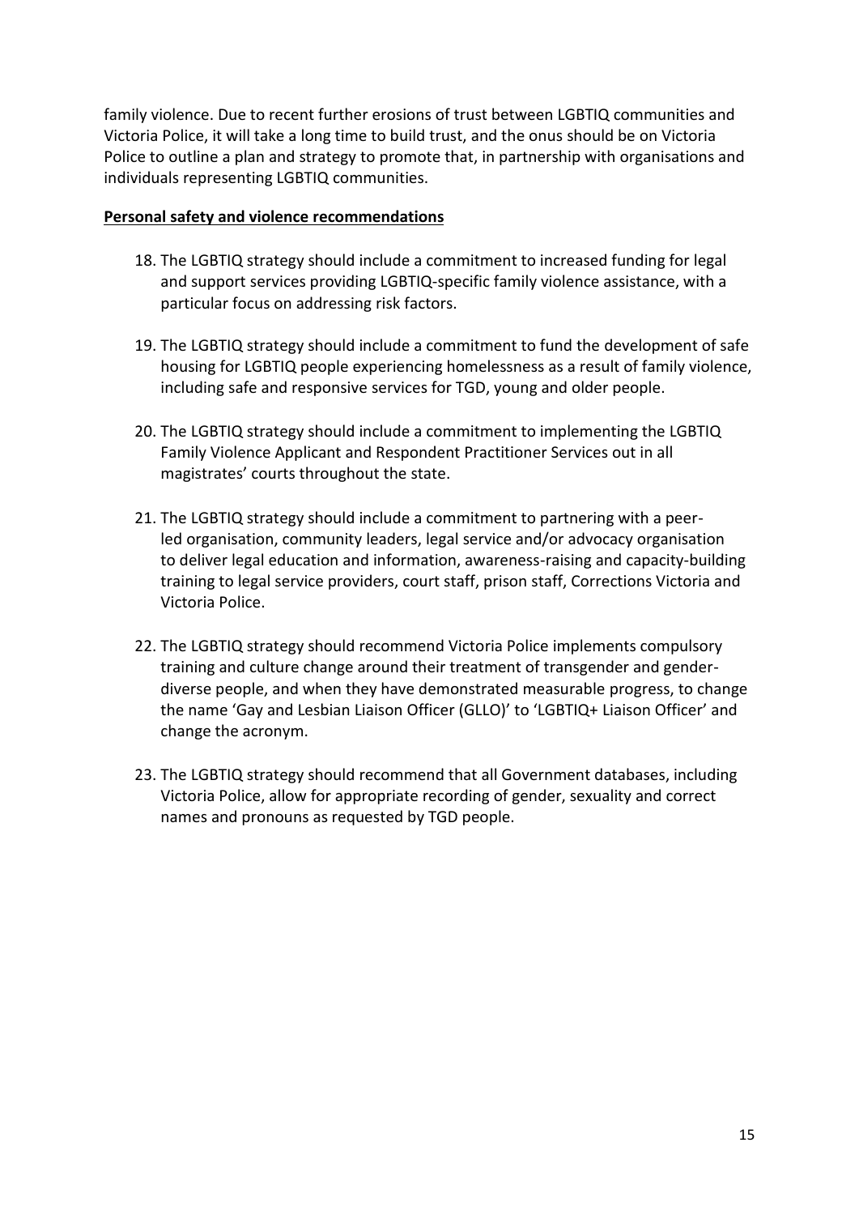family violence. Due to recent further erosions of trust between LGBTIQ communities and Victoria Police, it will take a long time to build trust, and the onus should be on Victoria Police to outline a plan and strategy to promote that, in partnership with organisations and individuals representing LGBTIQ communities.

**Personal safety and violence recommendations**

18. The LGBTIQ strategy should include a commitment to increased funding for legal and support services providing LGBTIQ-specific family violence assistance, with a particular focus on addressing risk factors.

19. The LGBTIQ strategy should include a commitment to fund the development of safe housing for LGBTIQ people experiencing homelessness as a result of family violence, including safe and responsive services for TGD, young and older people.

20. The LGBTIQ strategy should include a commitment to implementing the LGBTIQ Family Violence Applicant and Respondent Practitioner Services out in all magistrates' courts throughout the state.

21. The LGBTIQ strategy should include a commitment to partnering with a peer-led organisation, community leaders, legal service and/or advocacy organisation to deliver legal education and information, awareness-raising and capacity-building training to legal service providers, court staff, prison staff, Corrections Victoria and Victoria Police.

22. The LGBTIQ strategy should recommend Victoria Police implements compulsory training and culture change around their treatment of transgender and gender-diverse people, and when they have demonstrated measurable progress, to change the name 'Gay and Lesbian Liaison Officer (GLLO)' to 'LGBTIQ+ Liaison Officer' and change the acronym.

23. The LGBTIQ strategy should recommend that all Government databases, including Victoria Police, allow for appropriate recording of gender, sexuality and correct names and pronouns as requested by TGD people.